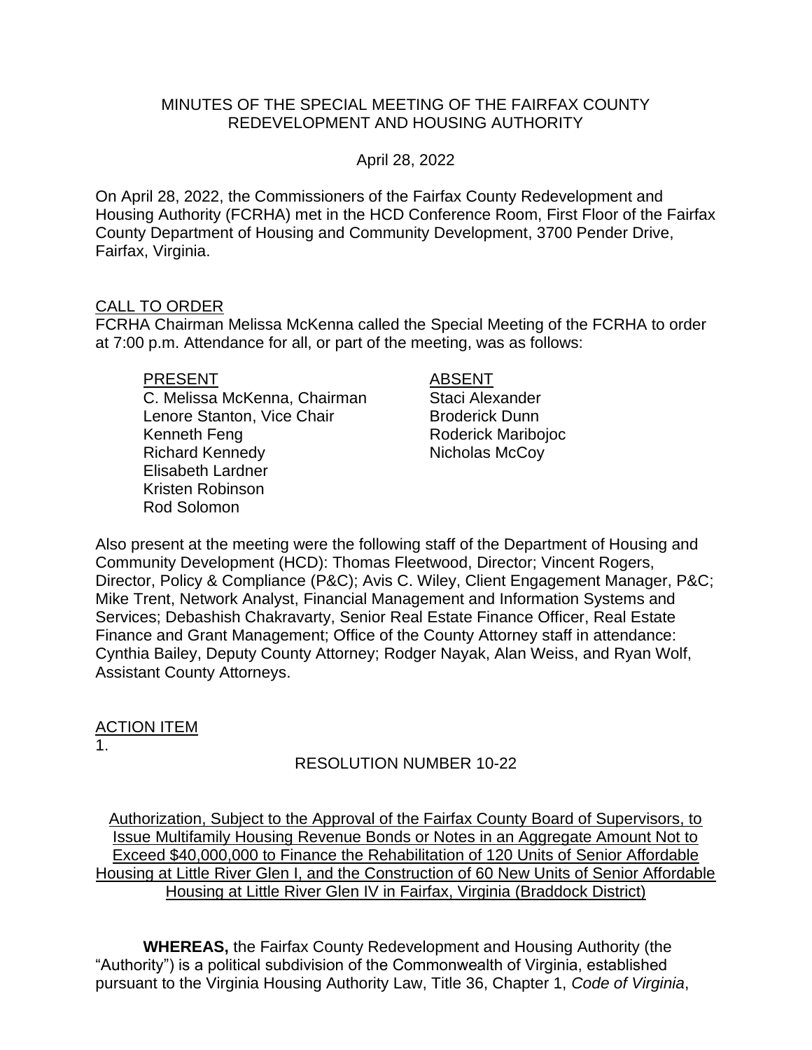MINUTES OF THE SPECIAL MEETING OF THE FAIRFAX COUNTY REDEVELOPMENT AND HOUSING AUTHORITY

April 28, 2022

On April 28, 2022, the Commissioners of the Fairfax County Redevelopment and Housing Authority (FCRHA) met in the HCD Conference Room, First Floor of the Fairfax County Department of Housing and Community Development, 3700 Pender Drive, Fairfax, Virginia.

CALL TO ORDER

FCRHA Chairman Melissa McKenna called the Special Meeting of the FCRHA to order at 7:00 p.m. Attendance for all, or part of the meeting, was as follows:

| PRESENT | ABSENT |
| --- | --- |
| C. Melissa McKenna, Chairman | Staci Alexander |
| Lenore Stanton, Vice Chair | Broderick Dunn |
| Kenneth Feng | Roderick Maribojoc |
| Richard Kennedy | Nicholas McCoy |
| Elisabeth Lardner | |
| Kristen Robinson | |
| Rod Solomon | |

Also present at the meeting were the following staff of the Department of Housing and Community Development (HCD): Thomas Fleetwood, Director; Vincent Rogers, Director, Policy & Compliance (P&C); Avis C. Wiley, Client Engagement Manager, P&C; Mike Trent, Network Analyst, Financial Management and Information Systems and Services; Debashish Chakravarty, Senior Real Estate Finance Officer, Real Estate Finance and Grant Management; Office of the County Attorney staff in attendance: Cynthia Bailey, Deputy County Attorney; Rodger Nayak, Alan Weiss, and Ryan Wolf, Assistant County Attorneys.

ACTION ITEM

1.

RESOLUTION NUMBER 10-22

Authorization, Subject to the Approval of the Fairfax County Board of Supervisors, to Issue Multifamily Housing Revenue Bonds or Notes in an Aggregate Amount Not to Exceed $40,000,000 to Finance the Rehabilitation of 120 Units of Senior Affordable Housing at Little River Glen I, and the Construction of 60 New Units of Senior Affordable Housing at Little River Glen IV in Fairfax, Virginia (Braddock District)

**WHEREAS,** the Fairfax County Redevelopment and Housing Authority (the "Authority") is a political subdivision of the Commonwealth of Virginia, established pursuant to the Virginia Housing Authority Law, Title 36, Chapter 1, *Code of Virginia*,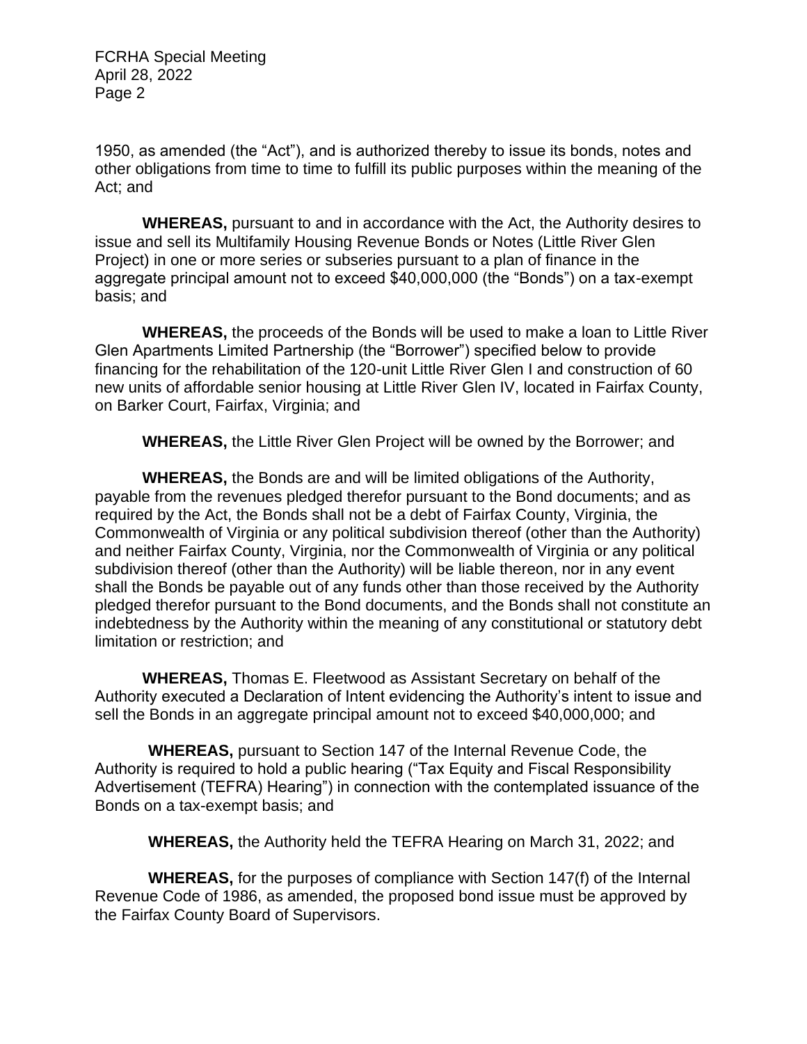1950, as amended (the "Act"), and is authorized thereby to issue its bonds, notes and other obligations from time to time to fulfill its public purposes within the meaning of the Act; and

**WHEREAS,** pursuant to and in accordance with the Act, the Authority desires to issue and sell its Multifamily Housing Revenue Bonds or Notes (Little River Glen Project) in one or more series or subseries pursuant to a plan of finance in the aggregate principal amount not to exceed $40,000,000 (the "Bonds") on a tax-exempt basis; and

**WHEREAS,** the proceeds of the Bonds will be used to make a loan to Little River Glen Apartments Limited Partnership (the "Borrower") specified below to provide financing for the rehabilitation of the 120-unit Little River Glen I and construction of 60 new units of affordable senior housing at Little River Glen IV, located in Fairfax County, on Barker Court, Fairfax, Virginia; and

**WHEREAS,** the Little River Glen Project will be owned by the Borrower; and

**WHEREAS,** the Bonds are and will be limited obligations of the Authority, payable from the revenues pledged therefor pursuant to the Bond documents; and as required by the Act, the Bonds shall not be a debt of Fairfax County, Virginia, the Commonwealth of Virginia or any political subdivision thereof (other than the Authority) and neither Fairfax County, Virginia, nor the Commonwealth of Virginia or any political subdivision thereof (other than the Authority) will be liable thereon, nor in any event shall the Bonds be payable out of any funds other than those received by the Authority pledged therefor pursuant to the Bond documents, and the Bonds shall not constitute an indebtedness by the Authority within the meaning of any constitutional or statutory debt limitation or restriction; and

**WHEREAS,** Thomas E. Fleetwood as Assistant Secretary on behalf of the Authority executed a Declaration of Intent evidencing the Authority's intent to issue and sell the Bonds in an aggregate principal amount not to exceed $40,000,000; and

**WHEREAS,** pursuant to Section 147 of the Internal Revenue Code, the Authority is required to hold a public hearing ("Tax Equity and Fiscal Responsibility Advertisement (TEFRA) Hearing") in connection with the contemplated issuance of the Bonds on a tax-exempt basis; and

**WHEREAS,** the Authority held the TEFRA Hearing on March 31, 2022; and

**WHEREAS,** for the purposes of compliance with Section 147(f) of the Internal Revenue Code of 1986, as amended, the proposed bond issue must be approved by the Fairfax County Board of Supervisors.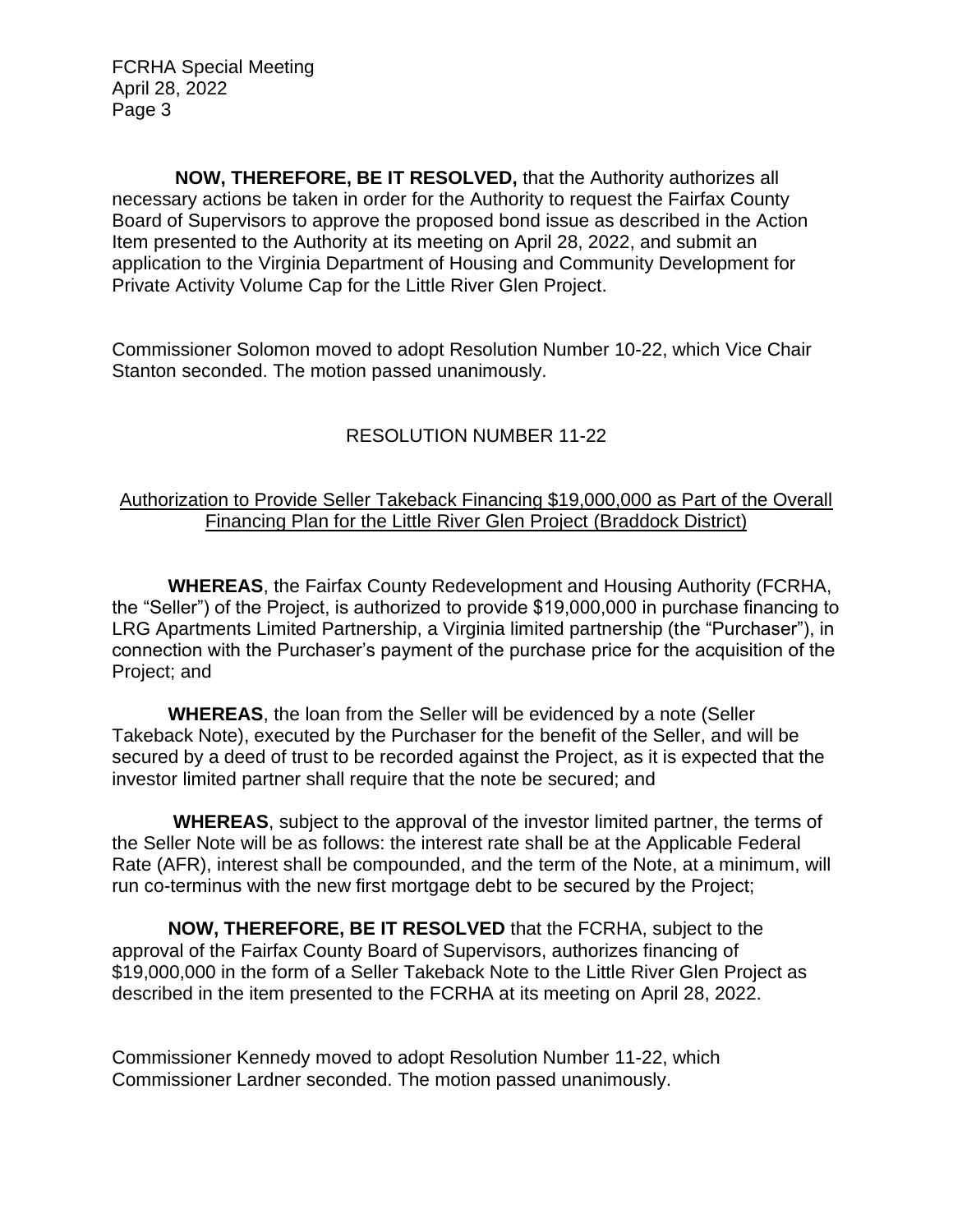**NOW, THEREFORE, BE IT RESOLVED,** that the Authority authorizes all necessary actions be taken in order for the Authority to request the Fairfax County Board of Supervisors to approve the proposed bond issue as described in the Action Item presented to the Authority at its meeting on April 28, 2022, and submit an application to the Virginia Department of Housing and Community Development for Private Activity Volume Cap for the Little River Glen Project.

Commissioner Solomon moved to adopt Resolution Number 10-22, which Vice Chair Stanton seconded. The motion passed unanimously.

RESOLUTION NUMBER 11-22

Authorization to Provide Seller Takeback Financing $19,000,000 as Part of the Overall Financing Plan for the Little River Glen Project (Braddock District)

**WHEREAS**, the Fairfax County Redevelopment and Housing Authority (FCRHA, the "Seller") of the Project, is authorized to provide $19,000,000 in purchase financing to LRG Apartments Limited Partnership, a Virginia limited partnership (the "Purchaser"), in connection with the Purchaser's payment of the purchase price for the acquisition of the Project; and

**WHEREAS**, the loan from the Seller will be evidenced by a note (Seller Takeback Note), executed by the Purchaser for the benefit of the Seller, and will be secured by a deed of trust to be recorded against the Project, as it is expected that the investor limited partner shall require that the note be secured; and

**WHEREAS**, subject to the approval of the investor limited partner, the terms of the Seller Note will be as follows: the interest rate shall be at the Applicable Federal Rate (AFR), interest shall be compounded, and the term of the Note, at a minimum, will run co-terminus with the new first mortgage debt to be secured by the Project;

**NOW, THEREFORE, BE IT RESOLVED** that the FCRHA, subject to the approval of the Fairfax County Board of Supervisors, authorizes financing of $19,000,000 in the form of a Seller Takeback Note to the Little River Glen Project as described in the item presented to the FCRHA at its meeting on April 28, 2022.

Commissioner Kennedy moved to adopt Resolution Number 11-22, which Commissioner Lardner seconded. The motion passed unanimously.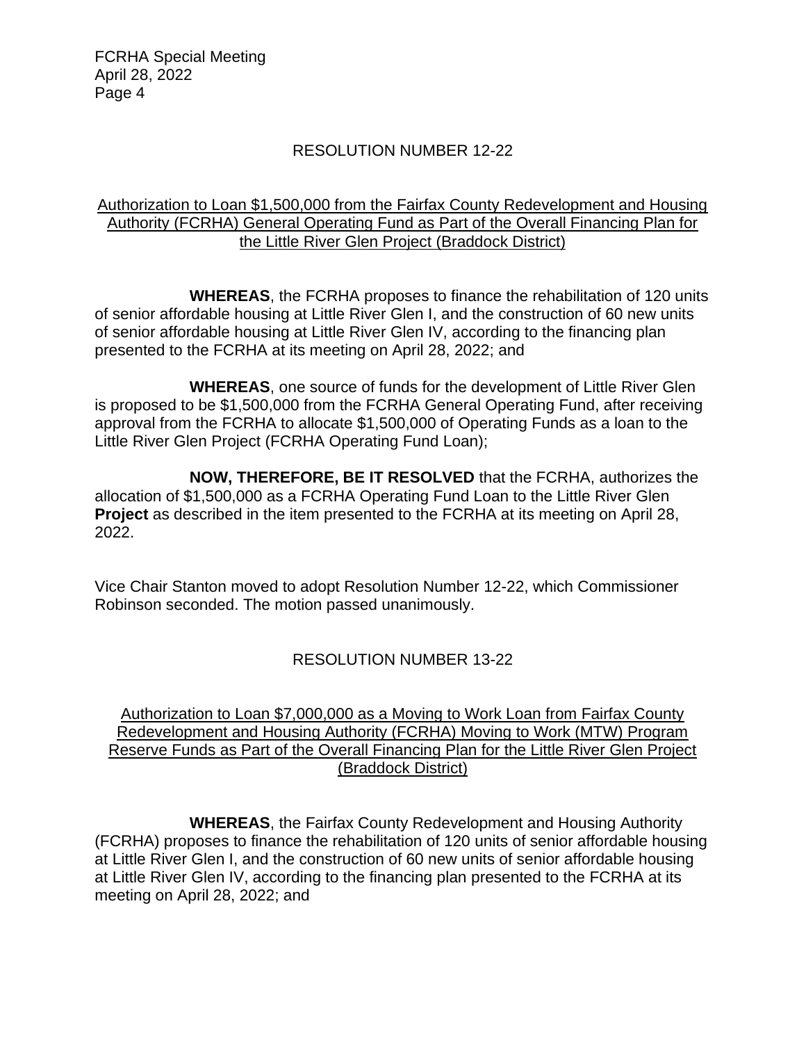## RESOLUTION NUMBER 12-22

Authorization to Loan $1,500,000 from the Fairfax County Redevelopment and Housing Authority (FCRHA) General Operating Fund as Part of the Overall Financing Plan for the Little River Glen Project (Braddock District)

**WHEREAS**, the FCRHA proposes to finance the rehabilitation of 120 units of senior affordable housing at Little River Glen I, and the construction of 60 new units of senior affordable housing at Little River Glen IV, according to the financing plan presented to the FCRHA at its meeting on April 28, 2022; and

**WHEREAS**, one source of funds for the development of Little River Glen is proposed to be $1,500,000 from the FCRHA General Operating Fund, after receiving approval from the FCRHA to allocate $1,500,000 of Operating Funds as a loan to the Little River Glen Project (FCRHA Operating Fund Loan);

**NOW, THEREFORE, BE IT RESOLVED** that the FCRHA, authorizes the allocation of $1,500,000 as a FCRHA Operating Fund Loan to the Little River Glen **Project** as described in the item presented to the FCRHA at its meeting on April 28, 2022.

Vice Chair Stanton moved to adopt Resolution Number 12-22, which Commissioner Robinson seconded. The motion passed unanimously.

## RESOLUTION NUMBER 13-22

Authorization to Loan $7,000,000 as a Moving to Work Loan from Fairfax County Redevelopment and Housing Authority (FCRHA) Moving to Work (MTW) Program Reserve Funds as Part of the Overall Financing Plan for the Little River Glen Project (Braddock District)

**WHEREAS**, the Fairfax County Redevelopment and Housing Authority (FCRHA) proposes to finance the rehabilitation of 120 units of senior affordable housing at Little River Glen I, and the construction of 60 new units of senior affordable housing at Little River Glen IV, according to the financing plan presented to the FCRHA at its meeting on April 28, 2022; and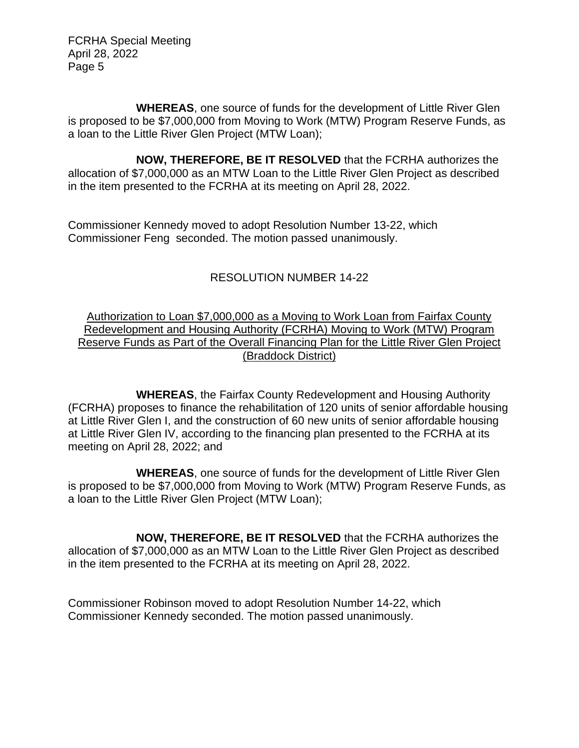**WHEREAS**, one source of funds for the development of Little River Glen is proposed to be $7,000,000 from Moving to Work (MTW) Program Reserve Funds, as a loan to the Little River Glen Project (MTW Loan);

**NOW, THEREFORE, BE IT RESOLVED** that the FCRHA authorizes the allocation of $7,000,000 as an MTW Loan to the Little River Glen Project as described in the item presented to the FCRHA at its meeting on April 28, 2022.

Commissioner Kennedy moved to adopt Resolution Number 13-22, which Commissioner Feng seconded. The motion passed unanimously.

RESOLUTION NUMBER 14-22

Authorization to Loan $7,000,000 as a Moving to Work Loan from Fairfax County Redevelopment and Housing Authority (FCRHA) Moving to Work (MTW) Program Reserve Funds as Part of the Overall Financing Plan for the Little River Glen Project (Braddock District)

**WHEREAS**, the Fairfax County Redevelopment and Housing Authority (FCRHA) proposes to finance the rehabilitation of 120 units of senior affordable housing at Little River Glen I, and the construction of 60 new units of senior affordable housing at Little River Glen IV, according to the financing plan presented to the FCRHA at its meeting on April 28, 2022; and

**WHEREAS**, one source of funds for the development of Little River Glen is proposed to be $7,000,000 from Moving to Work (MTW) Program Reserve Funds, as a loan to the Little River Glen Project (MTW Loan);

**NOW, THEREFORE, BE IT RESOLVED** that the FCRHA authorizes the allocation of $7,000,000 as an MTW Loan to the Little River Glen Project as described in the item presented to the FCRHA at its meeting on April 28, 2022.

Commissioner Robinson moved to adopt Resolution Number 14-22, which Commissioner Kennedy seconded. The motion passed unanimously.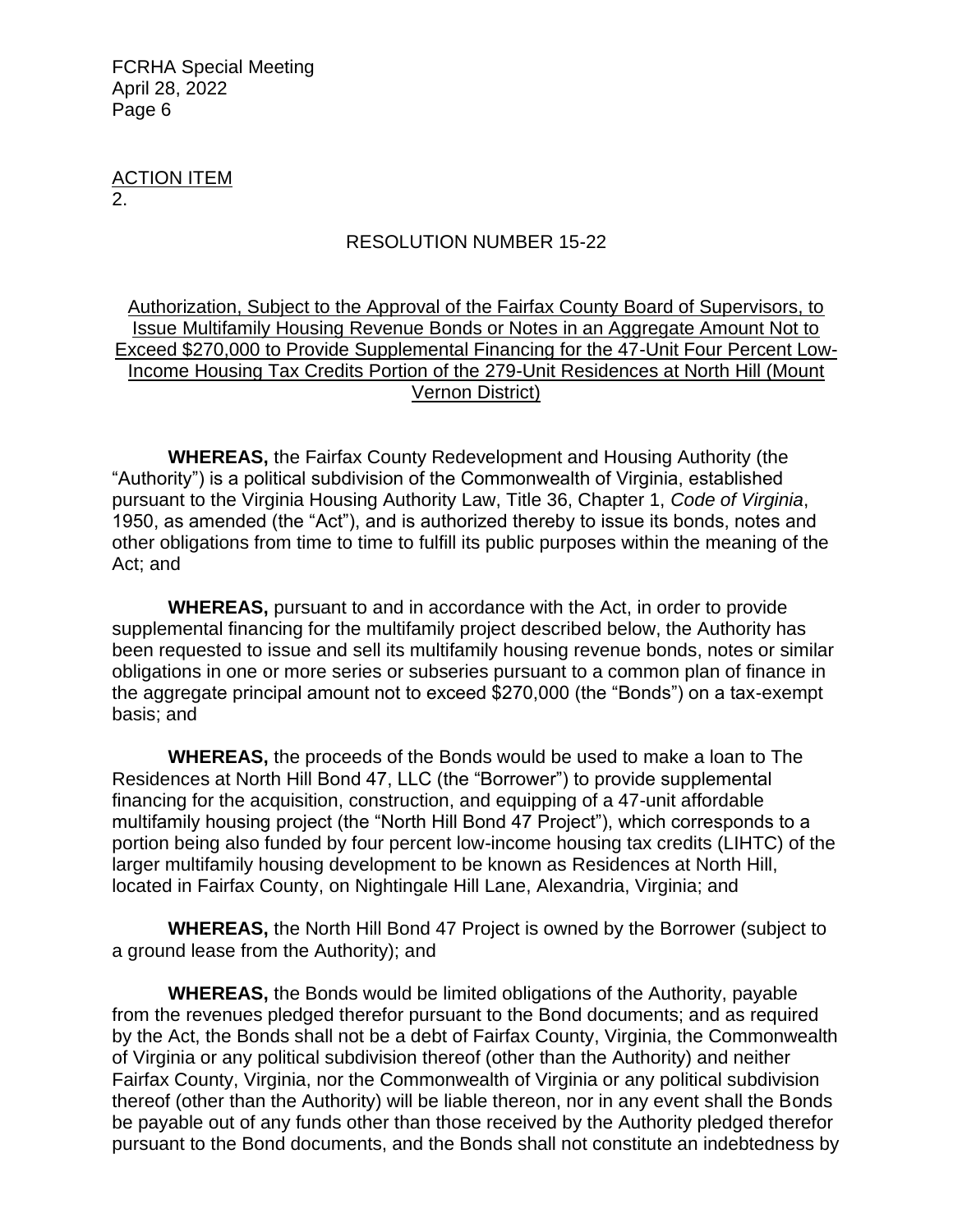ACTION ITEM
2.

RESOLUTION NUMBER 15-22

Authorization, Subject to the Approval of the Fairfax County Board of Supervisors, to Issue Multifamily Housing Revenue Bonds or Notes in an Aggregate Amount Not to Exceed $270,000 to Provide Supplemental Financing for the 47-Unit Four Percent Low-Income Housing Tax Credits Portion of the 279-Unit Residences at North Hill (Mount Vernon District)

**WHEREAS,** the Fairfax County Redevelopment and Housing Authority (the "Authority") is a political subdivision of the Commonwealth of Virginia, established pursuant to the Virginia Housing Authority Law, Title 36, Chapter 1, *Code of Virginia*, 1950, as amended (the "Act"), and is authorized thereby to issue its bonds, notes and other obligations from time to time to fulfill its public purposes within the meaning of the Act; and

**WHEREAS,** pursuant to and in accordance with the Act, in order to provide supplemental financing for the multifamily project described below, the Authority has been requested to issue and sell its multifamily housing revenue bonds, notes or similar obligations in one or more series or subseries pursuant to a common plan of finance in the aggregate principal amount not to exceed $270,000 (the "Bonds") on a tax-exempt basis; and

**WHEREAS,** the proceeds of the Bonds would be used to make a loan to The Residences at North Hill Bond 47, LLC (the "Borrower") to provide supplemental financing for the acquisition, construction, and equipping of a 47-unit affordable multifamily housing project (the "North Hill Bond 47 Project"), which corresponds to a portion being also funded by four percent low-income housing tax credits (LIHTC) of the larger multifamily housing development to be known as Residences at North Hill, located in Fairfax County, on Nightingale Hill Lane, Alexandria, Virginia; and

**WHEREAS,** the North Hill Bond 47 Project is owned by the Borrower (subject to a ground lease from the Authority); and

**WHEREAS,** the Bonds would be limited obligations of the Authority, payable from the revenues pledged therefor pursuant to the Bond documents; and as required by the Act, the Bonds shall not be a debt of Fairfax County, Virginia, the Commonwealth of Virginia or any political subdivision thereof (other than the Authority) and neither Fairfax County, Virginia, nor the Commonwealth of Virginia or any political subdivision thereof (other than the Authority) will be liable thereon, nor in any event shall the Bonds be payable out of any funds other than those received by the Authority pledged therefor pursuant to the Bond documents, and the Bonds shall not constitute an indebtedness by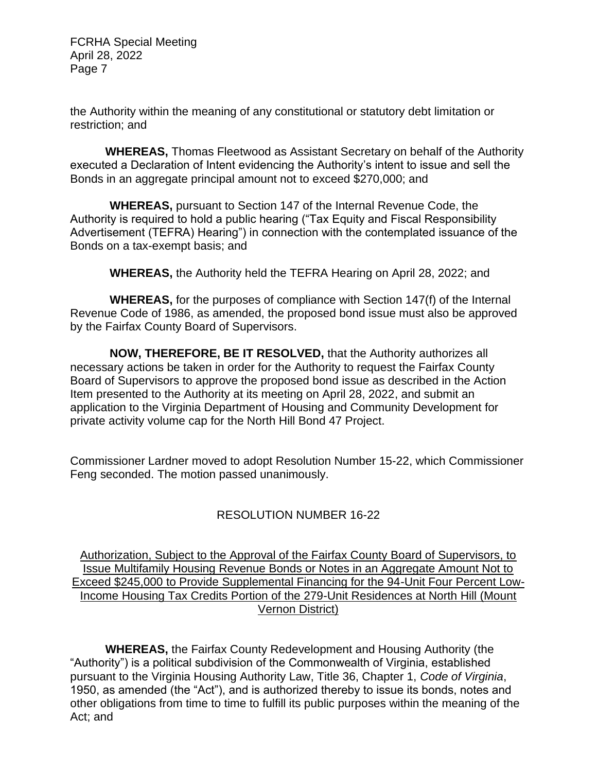the Authority within the meaning of any constitutional or statutory debt limitation or restriction; and

**WHEREAS,** Thomas Fleetwood as Assistant Secretary on behalf of the Authority executed a Declaration of Intent evidencing the Authority's intent to issue and sell the Bonds in an aggregate principal amount not to exceed $270,000; and

**WHEREAS,** pursuant to Section 147 of the Internal Revenue Code, the Authority is required to hold a public hearing ("Tax Equity and Fiscal Responsibility Advertisement (TEFRA) Hearing") in connection with the contemplated issuance of the Bonds on a tax-exempt basis; and

**WHEREAS,** the Authority held the TEFRA Hearing on April 28, 2022; and

**WHEREAS,** for the purposes of compliance with Section 147(f) of the Internal Revenue Code of 1986, as amended, the proposed bond issue must also be approved by the Fairfax County Board of Supervisors.

**NOW, THEREFORE, BE IT RESOLVED,** that the Authority authorizes all necessary actions be taken in order for the Authority to request the Fairfax County Board of Supervisors to approve the proposed bond issue as described in the Action Item presented to the Authority at its meeting on April 28, 2022, and submit an application to the Virginia Department of Housing and Community Development for private activity volume cap for the North Hill Bond 47 Project.

Commissioner Lardner moved to adopt Resolution Number 15-22, which Commissioner Feng seconded. The motion passed unanimously.

## RESOLUTION NUMBER 16-22

<u>Authorization, Subject to the Approval of the Fairfax County Board of Supervisors, to Issue Multifamily Housing Revenue Bonds or Notes in an Aggregate Amount Not to Exceed $245,000 to Provide Supplemental Financing for the 94-Unit Four Percent Low-Income Housing Tax Credits Portion of the 279-Unit Residences at North Hill (Mount Vernon District)</u>

**WHEREAS,** the Fairfax County Redevelopment and Housing Authority (the "Authority") is a political subdivision of the Commonwealth of Virginia, established pursuant to the Virginia Housing Authority Law, Title 36, Chapter 1, *Code of Virginia*, 1950, as amended (the "Act"), and is authorized thereby to issue its bonds, notes and other obligations from time to time to fulfill its public purposes within the meaning of the Act; and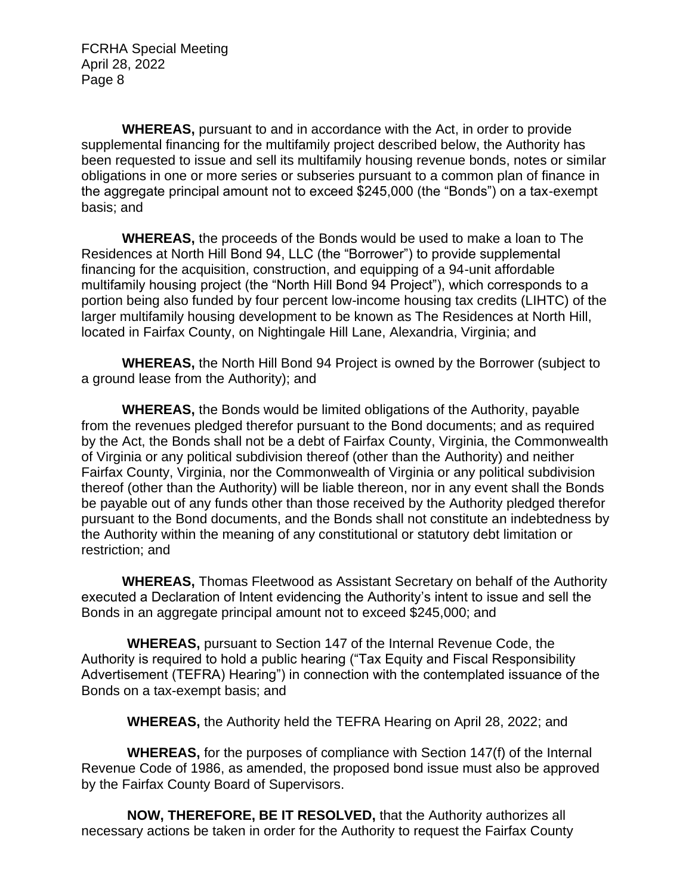**WHEREAS,** pursuant to and in accordance with the Act, in order to provide supplemental financing for the multifamily project described below, the Authority has been requested to issue and sell its multifamily housing revenue bonds, notes or similar obligations in one or more series or subseries pursuant to a common plan of finance in the aggregate principal amount not to exceed $245,000 (the "Bonds") on a tax-exempt basis; and

**WHEREAS,** the proceeds of the Bonds would be used to make a loan to The Residences at North Hill Bond 94, LLC (the "Borrower") to provide supplemental financing for the acquisition, construction, and equipping of a 94-unit affordable multifamily housing project (the "North Hill Bond 94 Project"), which corresponds to a portion being also funded by four percent low-income housing tax credits (LIHTC) of the larger multifamily housing development to be known as The Residences at North Hill, located in Fairfax County, on Nightingale Hill Lane, Alexandria, Virginia; and

**WHEREAS,** the North Hill Bond 94 Project is owned by the Borrower (subject to a ground lease from the Authority); and

**WHEREAS,** the Bonds would be limited obligations of the Authority, payable from the revenues pledged therefor pursuant to the Bond documents; and as required by the Act, the Bonds shall not be a debt of Fairfax County, Virginia, the Commonwealth of Virginia or any political subdivision thereof (other than the Authority) and neither Fairfax County, Virginia, nor the Commonwealth of Virginia or any political subdivision thereof (other than the Authority) will be liable thereon, nor in any event shall the Bonds be payable out of any funds other than those received by the Authority pledged therefor pursuant to the Bond documents, and the Bonds shall not constitute an indebtedness by the Authority within the meaning of any constitutional or statutory debt limitation or restriction; and

**WHEREAS,** Thomas Fleetwood as Assistant Secretary on behalf of the Authority executed a Declaration of Intent evidencing the Authority's intent to issue and sell the Bonds in an aggregate principal amount not to exceed $245,000; and

**WHEREAS,** pursuant to Section 147 of the Internal Revenue Code, the Authority is required to hold a public hearing ("Tax Equity and Fiscal Responsibility Advertisement (TEFRA) Hearing") in connection with the contemplated issuance of the Bonds on a tax-exempt basis; and

**WHEREAS,** the Authority held the TEFRA Hearing on April 28, 2022; and

**WHEREAS,** for the purposes of compliance with Section 147(f) of the Internal Revenue Code of 1986, as amended, the proposed bond issue must also be approved by the Fairfax County Board of Supervisors.

**NOW, THEREFORE, BE IT RESOLVED,** that the Authority authorizes all necessary actions be taken in order for the Authority to request the Fairfax County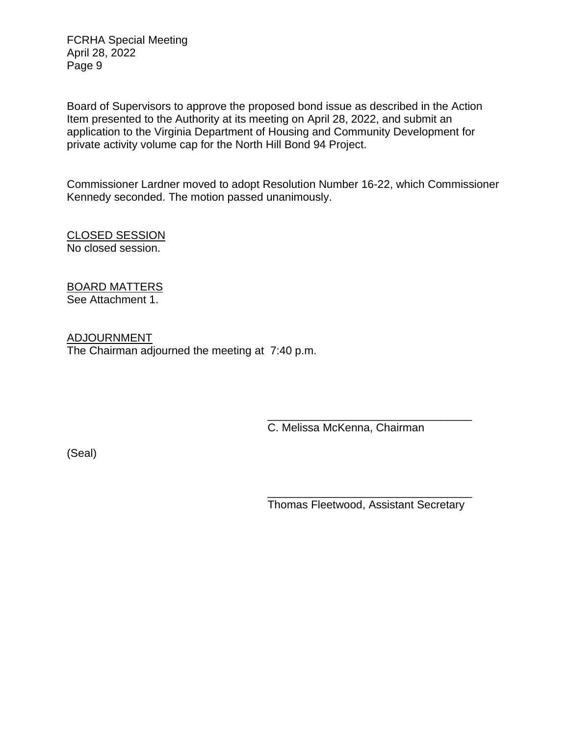Board of Supervisors to approve the proposed bond issue as described in the Action Item presented to the Authority at its meeting on April 28, 2022, and submit an application to the Virginia Department of Housing and Community Development for private activity volume cap for the North Hill Bond 94 Project.

Commissioner Lardner moved to adopt Resolution Number 16-22, which Commissioner Kennedy seconded. The motion passed unanimously.

<u>CLOSED SESSION</u>
No closed session.

<u>BOARD MATTERS</u>
See Attachment 1.

<u>ADJOURNMENT</u>
The Chairman adjourned the meeting at 7:40 p.m.

\_\_\_\_\_\_\_\_\_\_\_\_\_\_\_\_\_\_\_\_\_\_\_\_\_\_\_\_\_\_\_\_\_
C. Melissa McKenna, Chairman

(Seal)

\_\_\_\_\_\_\_\_\_\_\_\_\_\_\_\_\_\_\_\_\_\_\_\_\_\_\_\_\_\_\_\_\_
Thomas Fleetwood, Assistant Secretary